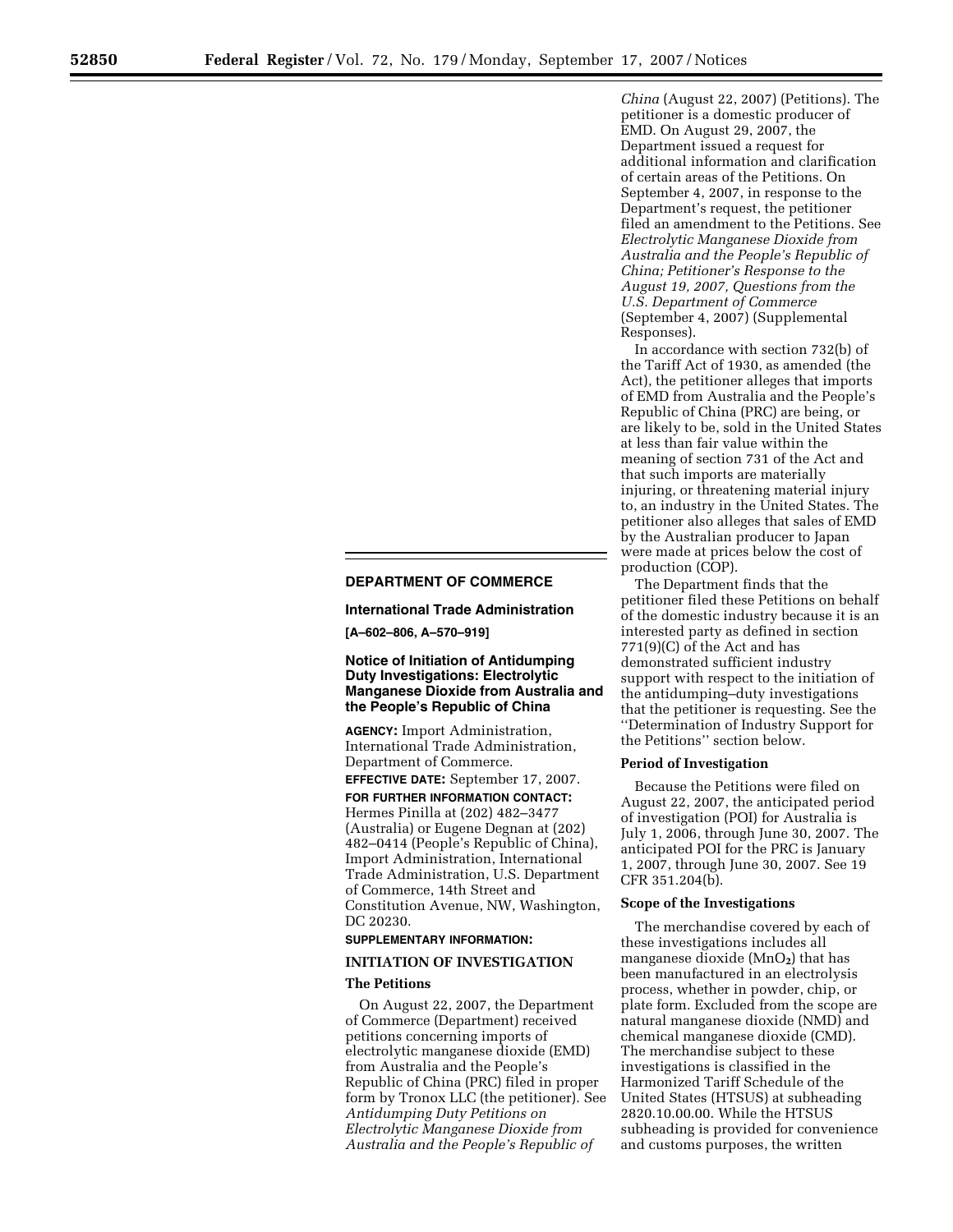## DEPARTMENT OF COMMERCE

### International Trade Administration

**[A–602–806, A–570–919]**

### Notice of Initiation of Antidumping Duty Investigations: Electrolytic Manganese Dioxide from Australia and the People's Republic of China

**AGENCY:** Import Administration, International Trade Administration, Department of Commerce.

**EFFECTIVE DATE:** September 17, 2007.

**FOR FURTHER INFORMATION CONTACT:** Hermes Pinilla at (202) 482–3477 (Australia) or Eugene Degnan at (202) 482–0414 (People's Republic of China), Import Administration, International Trade Administration, U.S. Department of Commerce, 14th Street and Constitution Avenue, NW, Washington, DC 20230.

**SUPPLEMENTARY INFORMATION:**

#### INITIATION OF INVESTIGATION

#### The Petitions

On August 22, 2007, the Department of Commerce (Department) received petitions concerning imports of electrolytic manganese dioxide (EMD) from Australia and the People's Republic of China (PRC) filed in proper form by Tronox LLC (the petitioner). See *Antidumping Duty Petitions on Electrolytic Manganese Dioxide from Australia and the People's Republic of China* (August 22, 2007) (Petitions). The petitioner is a domestic producer of EMD. On August 29, 2007, the Department issued a request for additional information and clarification of certain areas of the Petitions. On September 4, 2007, in response to the Department's request, the petitioner filed an amendment to the Petitions. See *Electrolytic Manganese Dioxide from Australia and the People's Republic of China; Petitioner's Response to the August 19, 2007, Questions from the U.S. Department of Commerce* (September 4, 2007) (Supplemental Responses).

In accordance with section 732(b) of the Tariff Act of 1930, as amended (the Act), the petitioner alleges that imports of EMD from Australia and the People's Republic of China (PRC) are being, or are likely to be, sold in the United States at less than fair value within the meaning of section 731 of the Act and that such imports are materially injuring, or threatening material injury to, an industry in the United States. The petitioner also alleges that sales of EMD by the Australian producer to Japan were made at prices below the cost of production (COP).

The Department finds that the petitioner filed these Petitions on behalf of the domestic industry because it is an interested party as defined in section 771(9)(C) of the Act and has demonstrated sufficient industry support with respect to the initiation of the antidumping–duty investigations that the petitioner is requesting. See the ''Determination of Industry Support for the Petitions'' section below.

#### Period of Investigation

Because the Petitions were filed on August 22, 2007, the anticipated period of investigation (POI) for Australia is July 1, 2006, through June 30, 2007. The anticipated POI for the PRC is January 1, 2007, through June 30, 2007. See 19 CFR 351.204(b).

#### Scope of the Investigations

The merchandise covered by each of these investigations includes all manganese dioxide ($MnO_2$) that has been manufactured in an electrolysis process, whether in powder, chip, or plate form. Excluded from the scope are natural manganese dioxide (NMD) and chemical manganese dioxide (CMD). The merchandise subject to these investigations is classified in the Harmonized Tariff Schedule of the United States (HTSUS) at subheading 2820.10.00.00. While the HTSUS subheading is provided for convenience and customs purposes, the written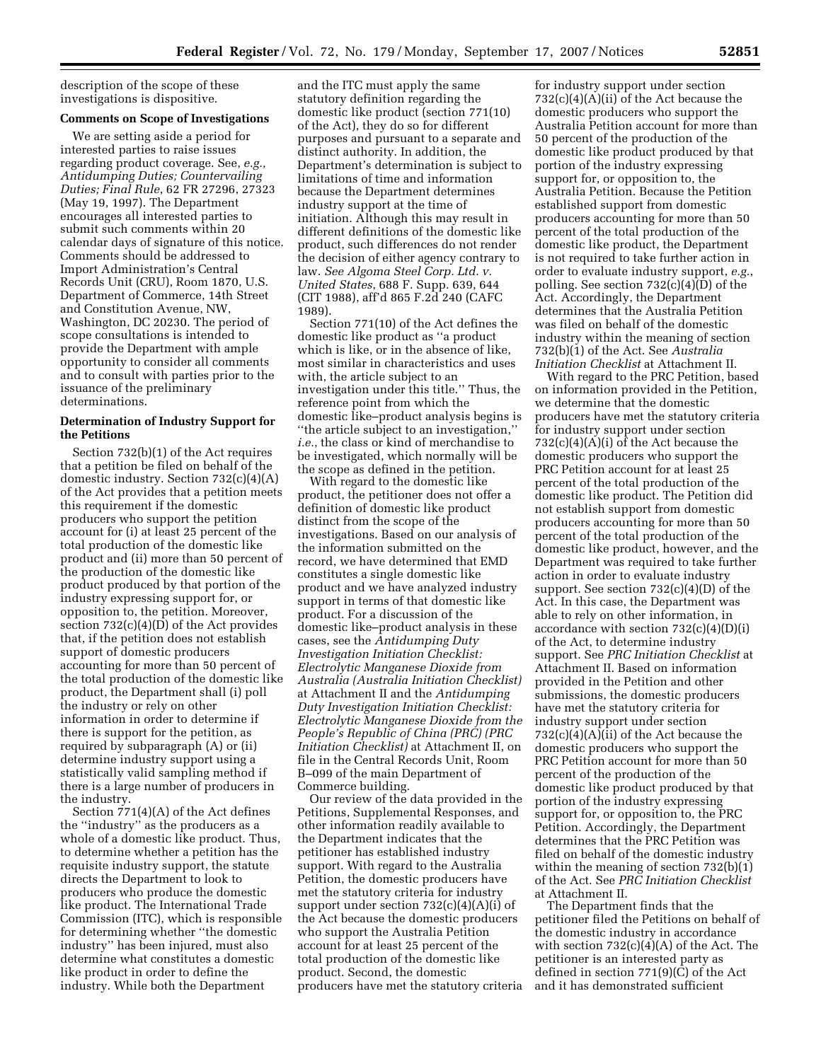description of the scope of these investigations is dispositive.

**Comments on Scope of Investigations**

We are setting aside a period for interested parties to raise issues regarding product coverage. See, *e.g., Antidumping Duties; Countervailing Duties; Final Rule*, 62 FR 27296, 27323 (May 19, 1997). The Department encourages all interested parties to submit such comments within 20 calendar days of signature of this notice. Comments should be addressed to Import Administration's Central Records Unit (CRU), Room 1870, U.S. Department of Commerce, 14th Street and Constitution Avenue, NW, Washington, DC 20230. The period of scope consultations is intended to provide the Department with ample opportunity to consider all comments and to consult with parties prior to the issuance of the preliminary determinations.

**Determination of Industry Support for the Petitions**

Section 732(b)(1) of the Act requires that a petition be filed on behalf of the domestic industry. Section 732(c)(4)(A) of the Act provides that a petition meets this requirement if the domestic producers who support the petition account for (i) at least 25 percent of the total production of the domestic like product and (ii) more than 50 percent of the production of the domestic like product produced by that portion of the industry expressing support for, or opposition to, the petition. Moreover, section 732(c)(4)(D) of the Act provides that, if the petition does not establish support of domestic producers accounting for more than 50 percent of the total production of the domestic like product, the Department shall (i) poll the industry or rely on other information in order to determine if there is support for the petition, as required by subparagraph (A) or (ii) determine industry support using a statistically valid sampling method if there is a large number of producers in the industry.

Section 771(4)(A) of the Act defines the "industry" as the producers as a whole of a domestic like product. Thus, to determine whether a petition has the requisite industry support, the statute directs the Department to look to producers who produce the domestic like product. The International Trade Commission (ITC), which is responsible for determining whether "the domestic industry" has been injured, must also determine what constitutes a domestic like product in order to define the industry. While both the Department and the ITC must apply the same statutory definition regarding the domestic like product (section 771(10) of the Act), they do so for different purposes and pursuant to a separate and distinct authority. In addition, the Department's determination is subject to limitations of time and information because the Department determines industry support at the time of initiation. Although this may result in different definitions of the domestic like product, such differences do not render the decision of either agency contrary to law. *See Algoma Steel Corp. Ltd. v. United States,* 688 F. Supp. 639, 644 (CIT 1988), aff'd 865 F.2d 240 (CAFC 1989).

Section 771(10) of the Act defines the domestic like product as "a product which is like, or in the absence of like, most similar in characteristics and uses with, the article subject to an investigation under this title." Thus, the reference point from which the domestic like–product analysis begins is "the article subject to an investigation," *i.e.*, the class or kind of merchandise to be investigated, which normally will be the scope as defined in the petition.

With regard to the domestic like product, the petitioner does not offer a definition of domestic like product distinct from the scope of the investigations. Based on our analysis of the information submitted on the record, we have determined that EMD constitutes a single domestic like product and we have analyzed industry support in terms of that domestic like product. For a discussion of the domestic like–product analysis in these cases, see the *Antidumping Duty Investigation Initiation Checklist: Electrolytic Manganese Dioxide from Australia (Australia Initiation Checklist)* at Attachment II and the *Antidumping Duty Investigation Initiation Checklist: Electrolytic Manganese Dioxide from the People's Republic of China (PRC) (PRC Initiation Checklist)* at Attachment II, on file in the Central Records Unit, Room B–099 of the main Department of Commerce building.

Our review of the data provided in the Petitions, Supplemental Responses, and other information readily available to the Department indicates that the petitioner has established industry support. With regard to the Australia Petition, the domestic producers have met the statutory criteria for industry support under section 732(c)(4)(A)(i) of the Act because the domestic producers who support the Australia Petition account for at least 25 percent of the total production of the domestic like product. Second, the domestic producers have met the statutory criteria for industry support under section 732(c)(4)(A)(ii) of the Act because the domestic producers who support the Australia Petition account for more than 50 percent of the production of the domestic like product produced by that portion of the industry expressing support for, or opposition to, the Australia Petition. Because the Petition established support from domestic producers accounting for more than 50 percent of the total production of the domestic like product, the Department is not required to take further action in order to evaluate industry support, *e.g.*, polling. See section 732(c)(4)(D) of the Act. Accordingly, the Department determines that the Australia Petition was filed on behalf of the domestic industry within the meaning of section 732(b)(1) of the Act. See *Australia Initiation Checklist* at Attachment II.

With regard to the PRC Petition, based on information provided in the Petition, we determine that the domestic producers have met the statutory criteria for industry support under section 732(c)(4)(A)(i) of the Act because the domestic producers who support the PRC Petition account for at least 25 percent of the total production of the domestic like product. The Petition did not establish support from domestic producers accounting for more than 50 percent of the total production of the domestic like product, however, and the Department was required to take further action in order to evaluate industry support. See section 732(c)(4)(D) of the Act. In this case, the Department was able to rely on other information, in accordance with section 732(c)(4)(D)(i) of the Act, to determine industry support. See *PRC Initiation Checklist* at Attachment II. Based on information provided in the Petition and other submissions, the domestic producers have met the statutory criteria for industry support under section 732(c)(4)(A)(ii) of the Act because the domestic producers who support the PRC Petition account for more than 50 percent of the production of the domestic like product produced by that portion of the industry expressing support for, or opposition to, the PRC Petition. Accordingly, the Department determines that the PRC Petition was filed on behalf of the domestic industry within the meaning of section 732(b)(1) of the Act. See *PRC Initiation Checklist* at Attachment II.

The Department finds that the petitioner filed the Petitions on behalf of the domestic industry in accordance with section 732(c)(4)(A) of the Act. The petitioner is an interested party as defined in section 771(9)(C) of the Act and it has demonstrated sufficient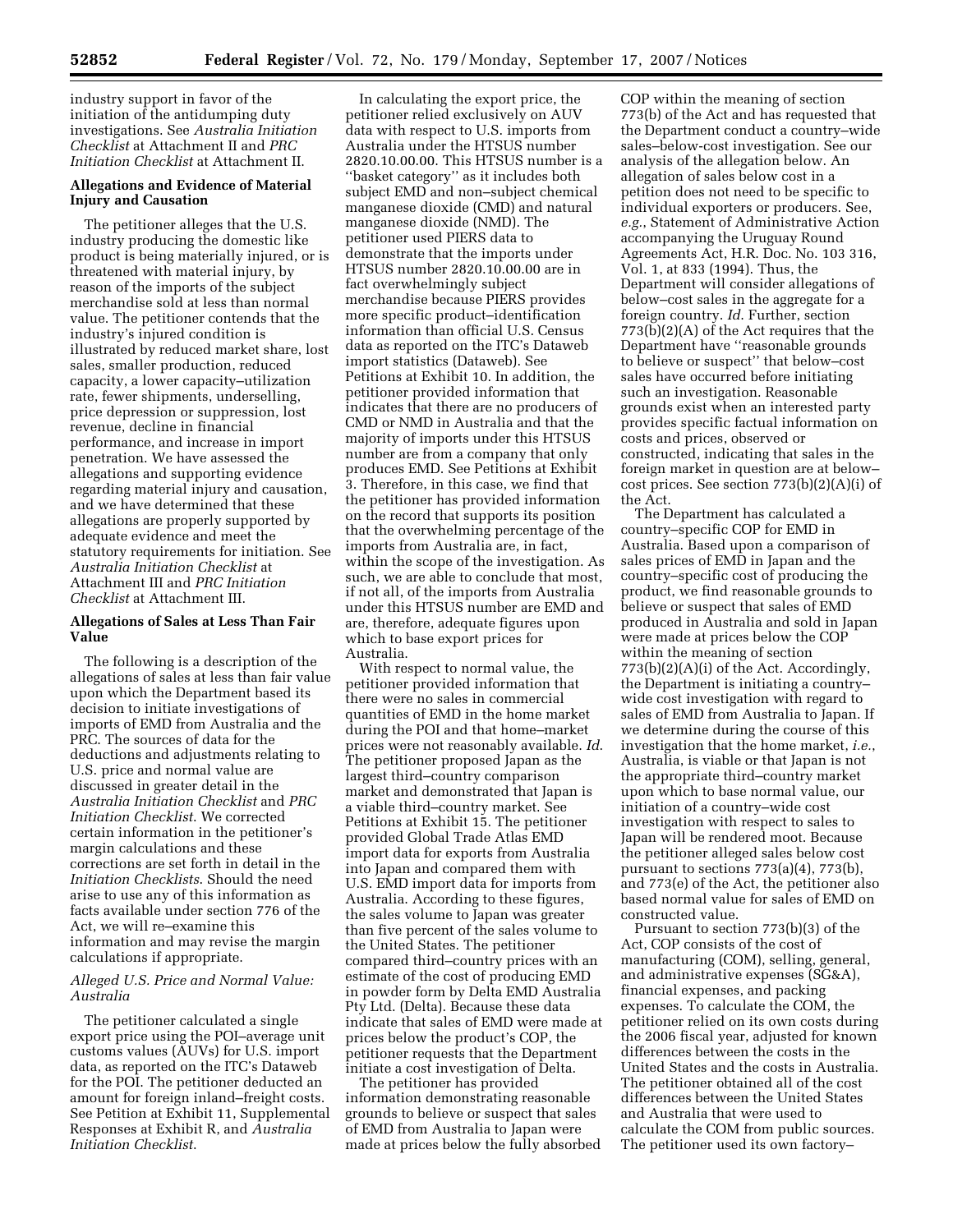industry support in favor of the initiation of the antidumping duty investigations. See *Australia Initiation Checklist* at Attachment II and *PRC Initiation Checklist* at Attachment II.

**Allegations and Evidence of Material Injury and Causation**

The petitioner alleges that the U.S. industry producing the domestic like product is being materially injured, or is threatened with material injury, by reason of the imports of the subject merchandise sold at less than normal value. The petitioner contends that the industry's injured condition is illustrated by reduced market share, lost sales, smaller production, reduced capacity, a lower capacity–utilization rate, fewer shipments, underselling, price depression or suppression, lost revenue, decline in financial performance, and increase in import penetration. We have assessed the allegations and supporting evidence regarding material injury and causation, and we have determined that these allegations are properly supported by adequate evidence and meet the statutory requirements for initiation. See *Australia Initiation Checklist* at Attachment III and *PRC Initiation Checklist* at Attachment III.

**Allegations of Sales at Less Than Fair Value**

The following is a description of the allegations of sales at less than fair value upon which the Department based its decision to initiate investigations of imports of EMD from Australia and the PRC. The sources of data for the deductions and adjustments relating to U.S. price and normal value are discussed in greater detail in the *Australia Initiation Checklist* and *PRC Initiation Checklist*. We corrected certain information in the petitioner's margin calculations and these corrections are set forth in detail in the *Initiation Checklists*. Should the need arise to use any of this information as facts available under section 776 of the Act, we will re–examine this information and may revise the margin calculations if appropriate.

*Alleged U.S. Price and Normal Value: Australia*

The petitioner calculated a single export price using the POI–average unit customs values (AUVs) for U.S. import data, as reported on the ITC's Dataweb for the POI. The petitioner deducted an amount for foreign inland–freight costs. See Petition at Exhibit 11, Supplemental Responses at Exhibit R, and *Australia Initiation Checklist*.

In calculating the export price, the petitioner relied exclusively on AUV data with respect to U.S. imports from Australia under the HTSUS number 2820.10.00.00. This HTSUS number is a ''basket category'' as it includes both subject EMD and non–subject chemical manganese dioxide (CMD) and natural manganese dioxide (NMD). The petitioner used PIERS data to demonstrate that the imports under HTSUS number 2820.10.00.00 are in fact overwhelmingly subject merchandise because PIERS provides more specific product–identification information than official U.S. Census data as reported on the ITC's Dataweb import statistics (Dataweb). See Petitions at Exhibit 10. In addition, the petitioner provided information that indicates that there are no producers of CMD or NMD in Australia and that the majority of imports under this HTSUS number are from a company that only produces EMD. See Petitions at Exhibit 3. Therefore, in this case, we find that the petitioner has provided information on the record that supports its position that the overwhelming percentage of the imports from Australia are, in fact, within the scope of the investigation. As such, we are able to conclude that most, if not all, of the imports from Australia under this HTSUS number are EMD and are, therefore, adequate figures upon which to base export prices for Australia.

With respect to normal value, the petitioner provided information that there were no sales in commercial quantities of EMD in the home market during the POI and that home–market prices were not reasonably available. *Id*. The petitioner proposed Japan as the largest third–country comparison market and demonstrated that Japan is a viable third–country market. See Petitions at Exhibit 15. The petitioner provided Global Trade Atlas EMD import data for exports from Australia into Japan and compared them with U.S. EMD import data for imports from Australia. According to these figures, the sales volume to Japan was greater than five percent of the sales volume to the United States. The petitioner compared third–country prices with an estimate of the cost of producing EMD in powder form by Delta EMD Australia Pty Ltd. (Delta). Because these data indicate that sales of EMD were made at prices below the product's COP, the petitioner requests that the Department initiate a cost investigation of Delta.

The petitioner has provided information demonstrating reasonable grounds to believe or suspect that sales of EMD from Australia to Japan were made at prices below the fully absorbed COP within the meaning of section 773(b) of the Act and has requested that the Department conduct a country–wide sales–below-cost investigation. See our analysis of the allegation below. An allegation of sales below cost in a petition does not need to be specific to individual exporters or producers. See, *e.g.*, Statement of Administrative Action accompanying the Uruguay Round Agreements Act, H.R. Doc. No. 103 316, Vol. 1, at 833 (1994). Thus, the Department will consider allegations of below–cost sales in the aggregate for a foreign country. *Id*. Further, section 773(b)(2)(A) of the Act requires that the Department have ''reasonable grounds to believe or suspect'' that below–cost sales have occurred before initiating such an investigation. Reasonable grounds exist when an interested party provides specific factual information on costs and prices, observed or constructed, indicating that sales in the foreign market in question are at below–cost prices. See section 773(b)(2)(A)(i) of the Act.

The Department has calculated a country–specific COP for EMD in Australia. Based upon a comparison of sales prices of EMD in Japan and the country–specific cost of producing the product, we find reasonable grounds to believe or suspect that sales of EMD produced in Australia and sold in Japan were made at prices below the COP within the meaning of section 773(b)(2)(A)(i) of the Act. Accordingly, the Department is initiating a country–wide cost investigation with regard to sales of EMD from Australia to Japan. If we determine during the course of this investigation that the home market, *i.e.*, Australia, is viable or that Japan is not the appropriate third–country market upon which to base normal value, our initiation of a country–wide cost investigation with respect to sales to Japan will be rendered moot. Because the petitioner alleged sales below cost pursuant to sections 773(a)(4), 773(b), and 773(e) of the Act, the petitioner also based normal value for sales of EMD on constructed value.

Pursuant to section 773(b)(3) of the Act, COP consists of the cost of manufacturing (COM), selling, general, and administrative expenses (SG&A), financial expenses, and packing expenses. To calculate the COM, the petitioner relied on its own costs during the 2006 fiscal year, adjusted for known differences between the costs in the United States and the costs in Australia. The petitioner obtained all of the cost differences between the United States and Australia that were used to calculate the COM from public sources. The petitioner used its own factory–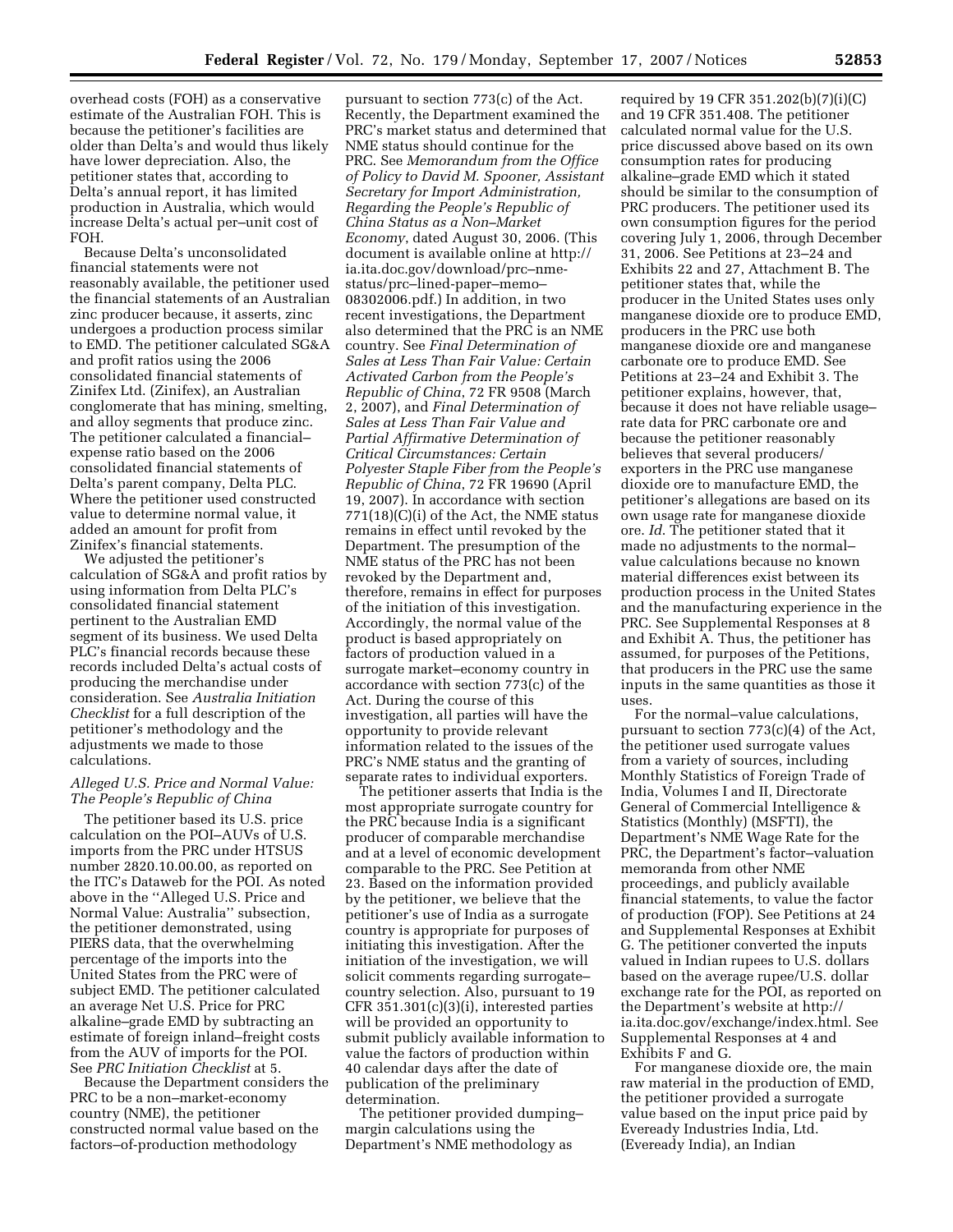overhead costs (FOH) as a conservative estimate of the Australian FOH. This is because the petitioner's facilities are older than Delta's and would thus likely have lower depreciation. Also, the petitioner states that, according to Delta's annual report, it has limited production in Australia, which would increase Delta's actual per–unit cost of FOH.

Because Delta's unconsolidated financial statements were not reasonably available, the petitioner used the financial statements of an Australian zinc producer because, it asserts, zinc undergoes a production process similar to EMD. The petitioner calculated SG&A and profit ratios using the 2006 consolidated financial statements of Zinifex Ltd. (Zinifex), an Australian conglomerate that has mining, smelting, and alloy segments that produce zinc. The petitioner calculated a financial–expense ratio based on the 2006 consolidated financial statements of Delta's parent company, Delta PLC. Where the petitioner used constructed value to determine normal value, it added an amount for profit from Zinifex's financial statements.

We adjusted the petitioner's calculation of SG&A and profit ratios by using information from Delta PLC's consolidated financial statement pertinent to the Australian EMD segment of its business. We used Delta PLC's financial records because these records included Delta's actual costs of producing the merchandise under consideration. See *Australia Initiation Checklist* for a full description of the petitioner's methodology and the adjustments we made to those calculations.

### *Alleged U.S. Price and Normal Value: The People's Republic of China*

The petitioner based its U.S. price calculation on the POI–AUVs of U.S. imports from the PRC under HTSUS number 2820.10.00.00, as reported on the ITC's Dataweb for the POI. As noted above in the ''Alleged U.S. Price and Normal Value: Australia'' subsection, the petitioner demonstrated, using PIERS data, that the overwhelming percentage of the imports into the United States from the PRC were of subject EMD. The petitioner calculated an average Net U.S. Price for PRC alkaline–grade EMD by subtracting an estimate of foreign inland–freight costs from the AUV of imports for the POI. See *PRC Initiation Checklist* at 5.

Because the Department considers the PRC to be a non–market-economy country (NME), the petitioner constructed normal value based on the factors–of-production methodology pursuant to section 773(c) of the Act. Recently, the Department examined the PRC's market status and determined that NME status should continue for the PRC. See *Memorandum from the Office of Policy to David M. Spooner, Assistant Secretary for Import Administration, Regarding the People's Republic of China Status as a Non–Market Economy*, dated August 30, 2006. (This document is available online at http://ia.ita.doc.gov/download/prc–nme-status/prc–lined-paper–memo–08302006.pdf.) In addition, in two recent investigations, the Department also determined that the PRC is an NME country. See *Final Determination of Sales at Less Than Fair Value: Certain Activated Carbon from the People's Republic of China*, 72 FR 9508 (March 2, 2007), and *Final Determination of Sales at Less Than Fair Value and Partial Affirmative Determination of Critical Circumstances: Certain Polyester Staple Fiber from the People's Republic of China*, 72 FR 19690 (April 19, 2007). In accordance with section 771(18)(C)(i) of the Act, the NME status remains in effect until revoked by the Department. The presumption of the NME status of the PRC has not been revoked by the Department and, therefore, remains in effect for purposes of the initiation of this investigation. Accordingly, the normal value of the product is based appropriately on factors of production valued in a surrogate market–economy country in accordance with section 773(c) of the Act. During the course of this investigation, all parties will have the opportunity to provide relevant information related to the issues of the PRC's NME status and the granting of separate rates to individual exporters.

The petitioner asserts that India is the most appropriate surrogate country for the PRC because India is a significant producer of comparable merchandise and at a level of economic development comparable to the PRC. See Petition at 23. Based on the information provided by the petitioner, we believe that the petitioner's use of India as a surrogate country is appropriate for purposes of initiating this investigation. After the initiation of the investigation, we will solicit comments regarding surrogate–country selection. Also, pursuant to 19 CFR 351.301(c)(3)(i), interested parties will be provided an opportunity to submit publicly available information to value the factors of production within 40 calendar days after the date of publication of the preliminary determination.

The petitioner provided dumping–margin calculations using the Department's NME methodology as required by 19 CFR 351.202(b)(7)(i)(C) and 19 CFR 351.408. The petitioner calculated normal value for the U.S. price discussed above based on its own consumption rates for producing alkaline–grade EMD which it stated should be similar to the consumption of PRC producers. The petitioner used its own consumption figures for the period covering July 1, 2006, through December 31, 2006. See Petitions at 23–24 and Exhibits 22 and 27, Attachment B. The petitioner states that, while the producer in the United States uses only manganese dioxide ore to produce EMD, producers in the PRC use both manganese dioxide ore and manganese carbonate ore to produce EMD. See Petitions at 23–24 and Exhibit 3. The petitioner explains, however, that, because it does not have reliable usage–rate data for PRC carbonate ore and because the petitioner reasonably believes that several producers/exporters in the PRC use manganese dioxide ore to manufacture EMD, the petitioner's allegations are based on its own usage rate for manganese dioxide ore. *Id.* The petitioner stated that it made no adjustments to the normal–value calculations because no known material differences exist between its production process in the United States and the manufacturing experience in the PRC. See Supplemental Responses at 8 and Exhibit A. Thus, the petitioner has assumed, for purposes of the Petitions, that producers in the PRC use the same inputs in the same quantities as those it uses.

For the normal–value calculations, pursuant to section 773(c)(4) of the Act, the petitioner used surrogate values from a variety of sources, including Monthly Statistics of Foreign Trade of India, Volumes I and II, Directorate General of Commercial Intelligence & Statistics (Monthly) (MSFTI), the Department's NME Wage Rate for the PRC, the Department's factor–valuation memoranda from other NME proceedings, and publicly available financial statements, to value the factor of production (FOP). See Petitions at 24 and Supplemental Responses at Exhibit G. The petitioner converted the inputs valued in Indian rupees to U.S. dollars based on the average rupee/U.S. dollar exchange rate for the POI, as reported on the Department's website at http://ia.ita.doc.gov/exchange/index.html. See Supplemental Responses at 4 and Exhibits F and G.

For manganese dioxide ore, the main raw material in the production of EMD, the petitioner provided a surrogate value based on the input price paid by Eveready Industries India, Ltd. (Eveready India), an Indian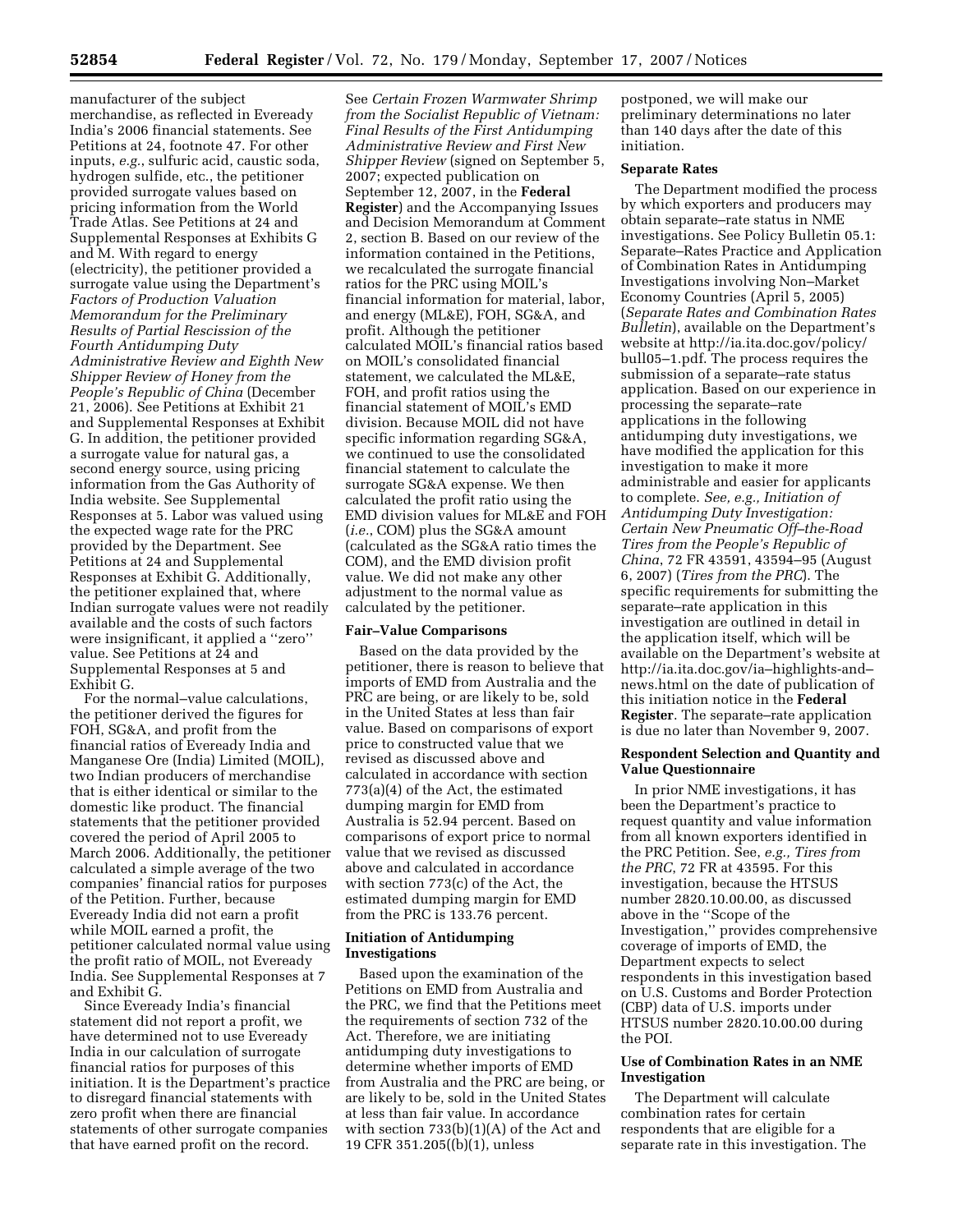manufacturer of the subject merchandise, as reflected in Eveready India's 2006 financial statements. See Petitions at 24, footnote 47. For other inputs, *e.g.*, sulfuric acid, caustic soda, hydrogen sulfide, etc., the petitioner provided surrogate values based on pricing information from the World Trade Atlas. See Petitions at 24 and Supplemental Responses at Exhibits G and M. With regard to energy (electricity), the petitioner provided a surrogate value using the Department's *Factors of Production Valuation Memorandum for the Preliminary Results of Partial Rescission of the Fourth Antidumping Duty Administrative Review and Eighth New Shipper Review of Honey from the People's Republic of China* (December 21, 2006). See Petitions at Exhibit 21 and Supplemental Responses at Exhibit G. In addition, the petitioner provided a surrogate value for natural gas, a second energy source, using pricing information from the Gas Authority of India website. See Supplemental Responses at 5. Labor was valued using the expected wage rate for the PRC provided by the Department. See Petitions at 24 and Supplemental Responses at Exhibit G. Additionally, the petitioner explained that, where Indian surrogate values were not readily available and the costs of such factors were insignificant, it applied a ''zero'' value. See Petitions at 24 and Supplemental Responses at 5 and Exhibit G.

For the normal–value calculations, the petitioner derived the figures for FOH, SG&A, and profit from the financial ratios of Eveready India and Manganese Ore (India) Limited (MOIL), two Indian producers of merchandise that is either identical or similar to the domestic like product. The financial statements that the petitioner provided covered the period of April 2005 to March 2006. Additionally, the petitioner calculated a simple average of the two companies' financial ratios for purposes of the Petition. Further, because Eveready India did not earn a profit while MOIL earned a profit, the petitioner calculated normal value using the profit ratio of MOIL, not Eveready India. See Supplemental Responses at 7 and Exhibit G.

Since Eveready India's financial statement did not report a profit, we have determined not to use Eveready India in our calculation of surrogate financial ratios for purposes of this initiation. It is the Department's practice to disregard financial statements with zero profit when there are financial statements of other surrogate companies that have earned profit on the record. See *Certain Frozen Warmwater Shrimp from the Socialist Republic of Vietnam: Final Results of the First Antidumping Administrative Review and First New Shipper Review* (signed on September 5, 2007; expected publication on September 12, 2007, in the **Federal Register**) and the Accompanying Issues and Decision Memorandum at Comment 2, section B. Based on our review of the information contained in the Petitions, we recalculated the surrogate financial ratios for the PRC using MOIL's financial information for material, labor, and energy (ML&E), FOH, SG&A, and profit. Although the petitioner calculated MOIL's financial ratios based on MOIL's consolidated financial statement, we calculated the ML&E, FOH, and profit ratios using the financial statement of MOIL's EMD division. Because MOIL did not have specific information regarding SG&A, we continued to use the consolidated financial statement to calculate the surrogate SG&A expense. We then calculated the profit ratio using the EMD division values for ML&E and FOH (*i.e.*, COM) plus the SG&A amount (calculated as the SG&A ratio times the COM), and the EMD division profit value. We did not make any other adjustment to the normal value as calculated by the petitioner.

## Fair–Value Comparisons

Based on the data provided by the petitioner, there is reason to believe that imports of EMD from Australia and the PRC are being, or are likely to be, sold in the United States at less than fair value. Based on comparisons of export price to constructed value that we revised as discussed above and calculated in accordance with section 773(a)(4) of the Act, the estimated dumping margin for EMD from Australia is 52.94 percent. Based on comparisons of export price to normal value that we revised as discussed above and calculated in accordance with section 773(c) of the Act, the estimated dumping margin for EMD from the PRC is 133.76 percent.

## Initiation of Antidumping Investigations

Based upon the examination of the Petitions on EMD from Australia and the PRC, we find that the Petitions meet the requirements of section 732 of the Act. Therefore, we are initiating antidumping duty investigations to determine whether imports of EMD from Australia and the PRC are being, or are likely to be, sold in the United States at less than fair value. In accordance with section 733(b)(1)(A) of the Act and 19 CFR 351.205((b)(1), unless postponed, we will make our preliminary determinations no later than 140 days after the date of this initiation.

## Separate Rates

The Department modified the process by which exporters and producers may obtain separate–rate status in NME investigations. See Policy Bulletin 05.1: Separate–Rates Practice and Application of Combination Rates in Antidumping Investigations involving Non–Market Economy Countries (April 5, 2005) (*Separate Rates and Combination Rates Bulletin*), available on the Department's website at http://ia.ita.doc.gov/policy/bull05–1.pdf. The process requires the submission of a separate–rate status application. Based on our experience in processing the separate–rate applications in the following antidumping duty investigations, we have modified the application for this investigation to make it more administrable and easier for applicants to complete. *See, e.g., Initiation of Antidumping Duty Investigation: Certain New Pneumatic Off–the-Road Tires from the People's Republic of China*, 72 FR 43591, 43594–95 (August 6, 2007) (*Tires from the PRC*). The specific requirements for submitting the separate–rate application in this investigation are outlined in detail in the application itself, which will be available on the Department's website at http://ia.ita.doc.gov/ia–highlights-and–news.html on the date of publication of this initiation notice in the **Federal Register**. The separate–rate application is due no later than November 9, 2007.

## Respondent Selection and Quantity and Value Questionnaire

In prior NME investigations, it has been the Department's practice to request quantity and value information from all known exporters identified in the PRC Petition. See, *e.g., Tires from the PRC*, 72 FR at 43595. For this investigation, because the HTSUS number 2820.10.00.00, as discussed above in the ''Scope of the Investigation,'' provides comprehensive coverage of imports of EMD, the Department expects to select respondents in this investigation based on U.S. Customs and Border Protection (CBP) data of U.S. imports under HTSUS number 2820.10.00.00 during the POI.

## Use of Combination Rates in an NME Investigation

The Department will calculate combination rates for certain respondents that are eligible for a separate rate in this investigation. The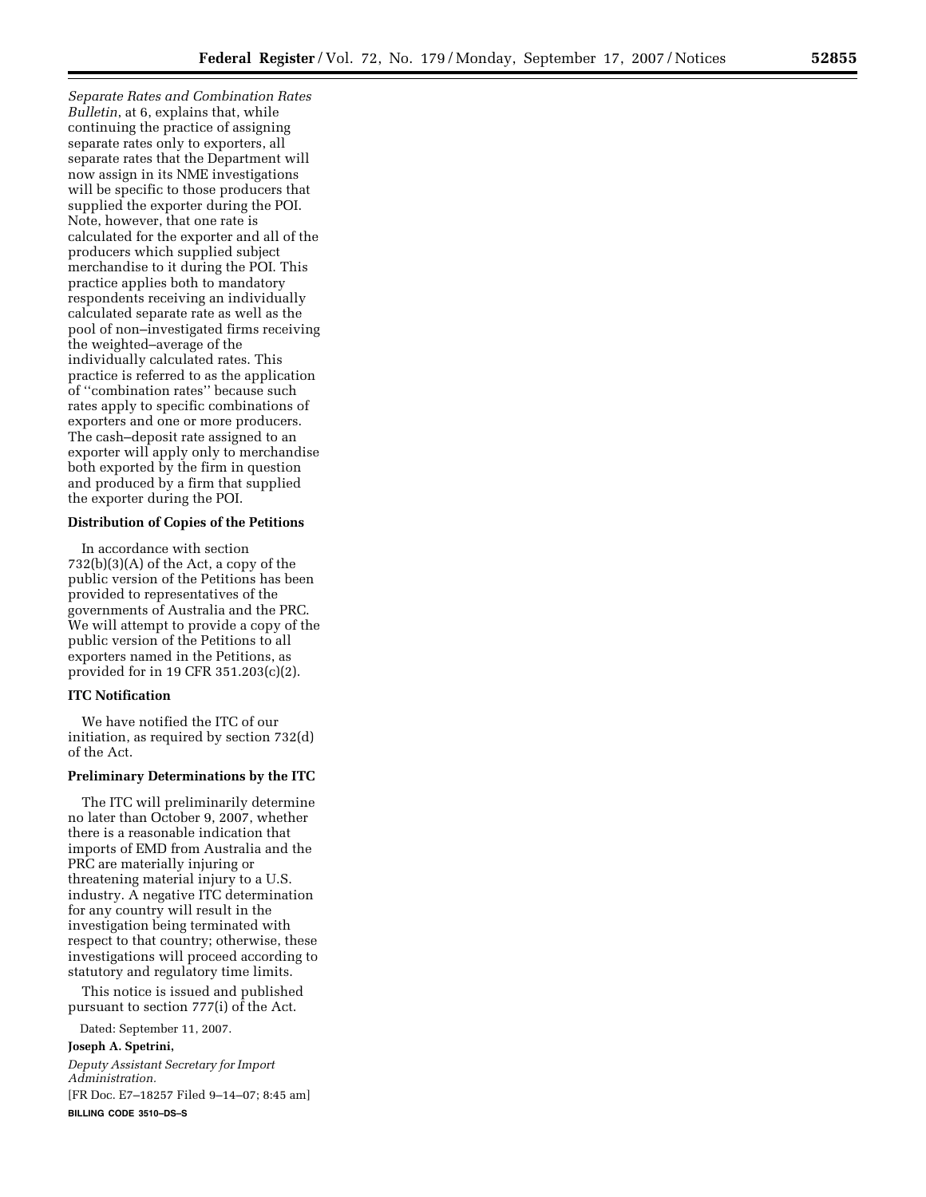*Separate Rates and Combination Rates Bulletin*, at 6, explains that, while continuing the practice of assigning separate rates only to exporters, all separate rates that the Department will now assign in its NME investigations will be specific to those producers that supplied the exporter during the POI. Note, however, that one rate is calculated for the exporter and all of the producers which supplied subject merchandise to it during the POI. This practice applies both to mandatory respondents receiving an individually calculated separate rate as well as the pool of non–investigated firms receiving the weighted–average of the individually calculated rates. This practice is referred to as the application of ''combination rates'' because such rates apply to specific combinations of exporters and one or more producers. The cash–deposit rate assigned to an exporter will apply only to merchandise both exported by the firm in question and produced by a firm that supplied the exporter during the POI.

**Distribution of Copies of the Petitions**

In accordance with section 732(b)(3)(A) of the Act, a copy of the public version of the Petitions has been provided to representatives of the governments of Australia and the PRC. We will attempt to provide a copy of the public version of the Petitions to all exporters named in the Petitions, as provided for in 19 CFR 351.203(c)(2).

**ITC Notification**

We have notified the ITC of our initiation, as required by section 732(d) of the Act.

**Preliminary Determinations by the ITC**

The ITC will preliminarily determine no later than October 9, 2007, whether there is a reasonable indication that imports of EMD from Australia and the PRC are materially injuring or threatening material injury to a U.S. industry. A negative ITC determination for any country will result in the investigation being terminated with respect to that country; otherwise, these investigations will proceed according to statutory and regulatory time limits.

This notice is issued and published pursuant to section 777(i) of the Act.

Dated: September 11, 2007.

**Joseph A. Spetrini,**

*Deputy Assistant Secretary for Import Administration.*

[FR Doc. E7–18257 Filed 9–14–07; 8:45 am]

**BILLING CODE 3510–DS–S**